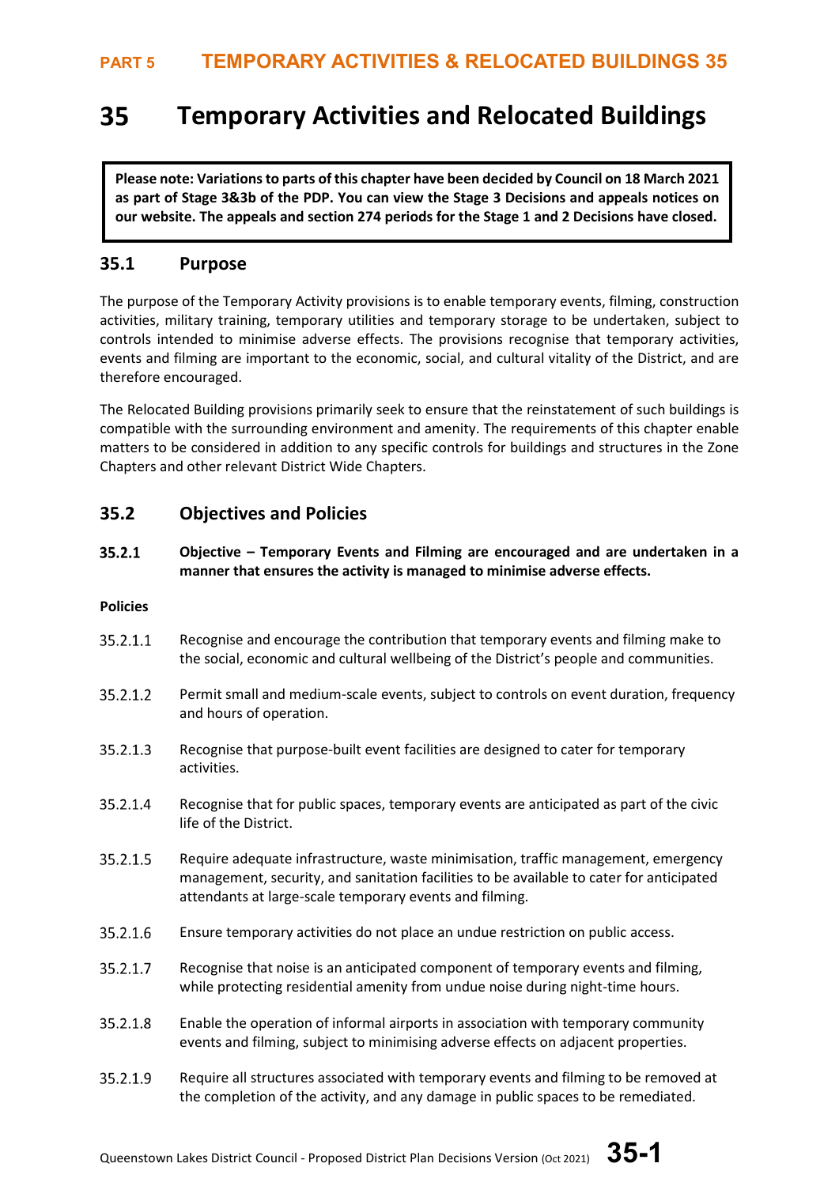# 35 Temporary Activities and Relocated Buildings

**Please note: Variations to parts of this chapter have been decided by Council on 18 March 2021 as part of Stage 3&3b of the PDP. You can view the Stage 3 Decisions and appeals notices on our website. The appeals and section 274 periods for the Stage 1 and 2 Decisions have closed.**

## 35.1 Purpose

The purpose of the Temporary Activity provisions is to enable temporary events, filming, construction activities, military training, temporary utilities and temporary storage to be undertaken, subject to controls intended to minimise adverse effects. The provisions recognise that temporary activities, events and filming are important to the economic, social, and cultural vitality of the District, and are therefore encouraged.

The Relocated Building provisions primarily seek to ensure that the reinstatement of such buildings is compatible with the surrounding environment and amenity. The requirements of this chapter enable matters to be considered in addition to any specific controls for buildings and structures in the Zone Chapters and other relevant District Wide Chapters.

## 35.2 Objectives and Policies

**35.2.1 Objective – Temporary Events and Filming are encouraged and are undertaken in a manner that ensures the activity is managed to minimise adverse effects.**

**Policies**

35.2.1.1 Recognise and encourage the contribution that temporary events and filming make to the social, economic and cultural wellbeing of the District's people and communities.

35.2.1.2 Permit small and medium-scale events, subject to controls on event duration, frequency and hours of operation.

35.2.1.3 Recognise that purpose-built event facilities are designed to cater for temporary activities.

35.2.1.4 Recognise that for public spaces, temporary events are anticipated as part of the civic life of the District.

35.2.1.5 Require adequate infrastructure, waste minimisation, traffic management, emergency management, security, and sanitation facilities to be available to cater for anticipated attendants at large-scale temporary events and filming.

35.2.1.6 Ensure temporary activities do not place an undue restriction on public access.

35.2.1.7 Recognise that noise is an anticipated component of temporary events and filming, while protecting residential amenity from undue noise during night-time hours.

35.2.1.8 Enable the operation of informal airports in association with temporary community events and filming, subject to minimising adverse effects on adjacent properties.

35.2.1.9 Require all structures associated with temporary events and filming to be removed at the completion of the activity, and any damage in public spaces to be remediated.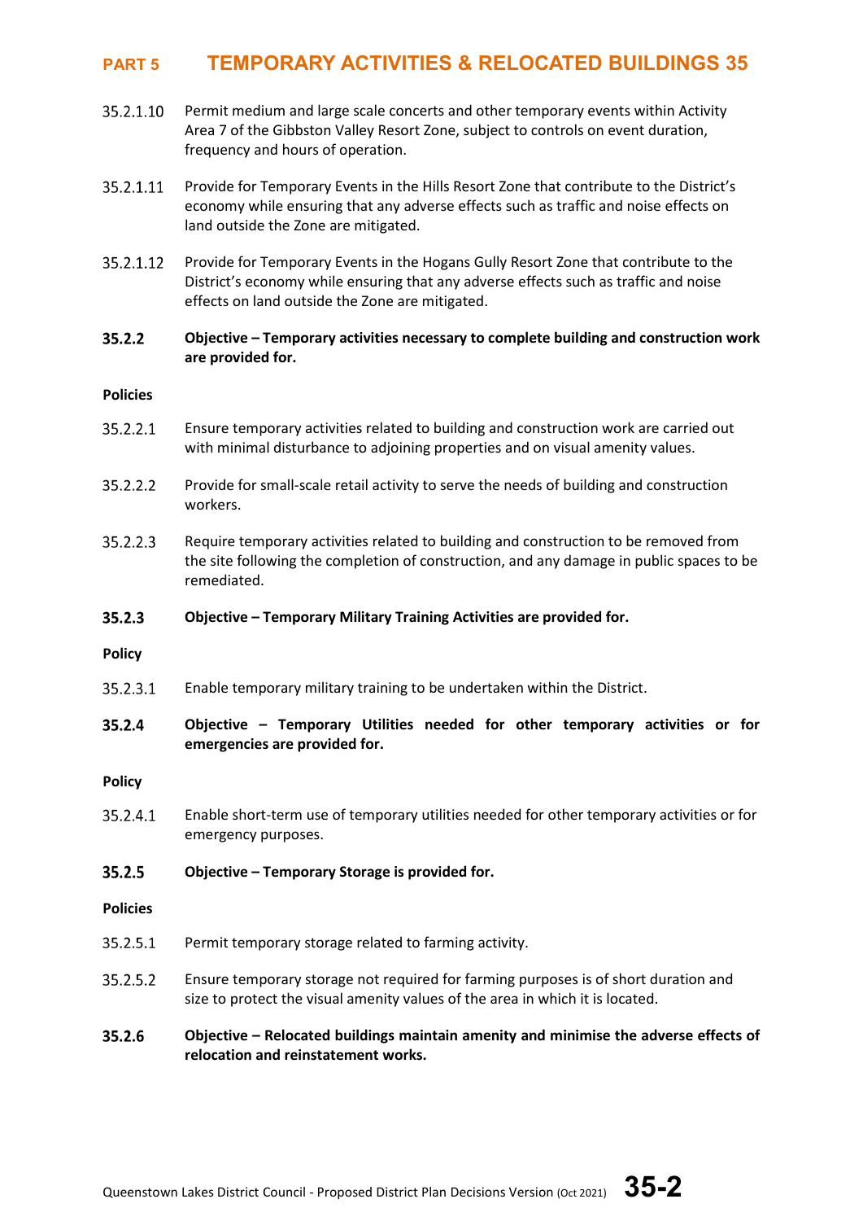35.2.1.10 Permit medium and large scale concerts and other temporary events within Activity Area 7 of the Gibbston Valley Resort Zone, subject to controls on event duration, frequency and hours of operation.

35.2.1.11 Provide for Temporary Events in the Hills Resort Zone that contribute to the District's economy while ensuring that any adverse effects such as traffic and noise effects on land outside the Zone are mitigated.

35.2.1.12 Provide for Temporary Events in the Hogans Gully Resort Zone that contribute to the District's economy while ensuring that any adverse effects such as traffic and noise effects on land outside the Zone are mitigated.

### 35.2.2 Objective – Temporary activities necessary to complete building and construction work are provided for.

**Policies**

35.2.2.1 Ensure temporary activities related to building and construction work are carried out with minimal disturbance to adjoining properties and on visual amenity values.

35.2.2.2 Provide for small-scale retail activity to serve the needs of building and construction workers.

35.2.2.3 Require temporary activities related to building and construction to be removed from the site following the completion of construction, and any damage in public spaces to be remediated.

### 35.2.3 Objective – Temporary Military Training Activities are provided for.

**Policy**

35.2.3.1 Enable temporary military training to be undertaken within the District.

### 35.2.4 Objective – Temporary Utilities needed for other temporary activities or for emergencies are provided for.

**Policy**

35.2.4.1 Enable short-term use of temporary utilities needed for other temporary activities or for emergency purposes.

### 35.2.5 Objective – Temporary Storage is provided for.

**Policies**

35.2.5.1 Permit temporary storage related to farming activity.

35.2.5.2 Ensure temporary storage not required for farming purposes is of short duration and size to protect the visual amenity values of the area in which it is located.

### 35.2.6 Objective – Relocated buildings maintain amenity and minimise the adverse effects of relocation and reinstatement works.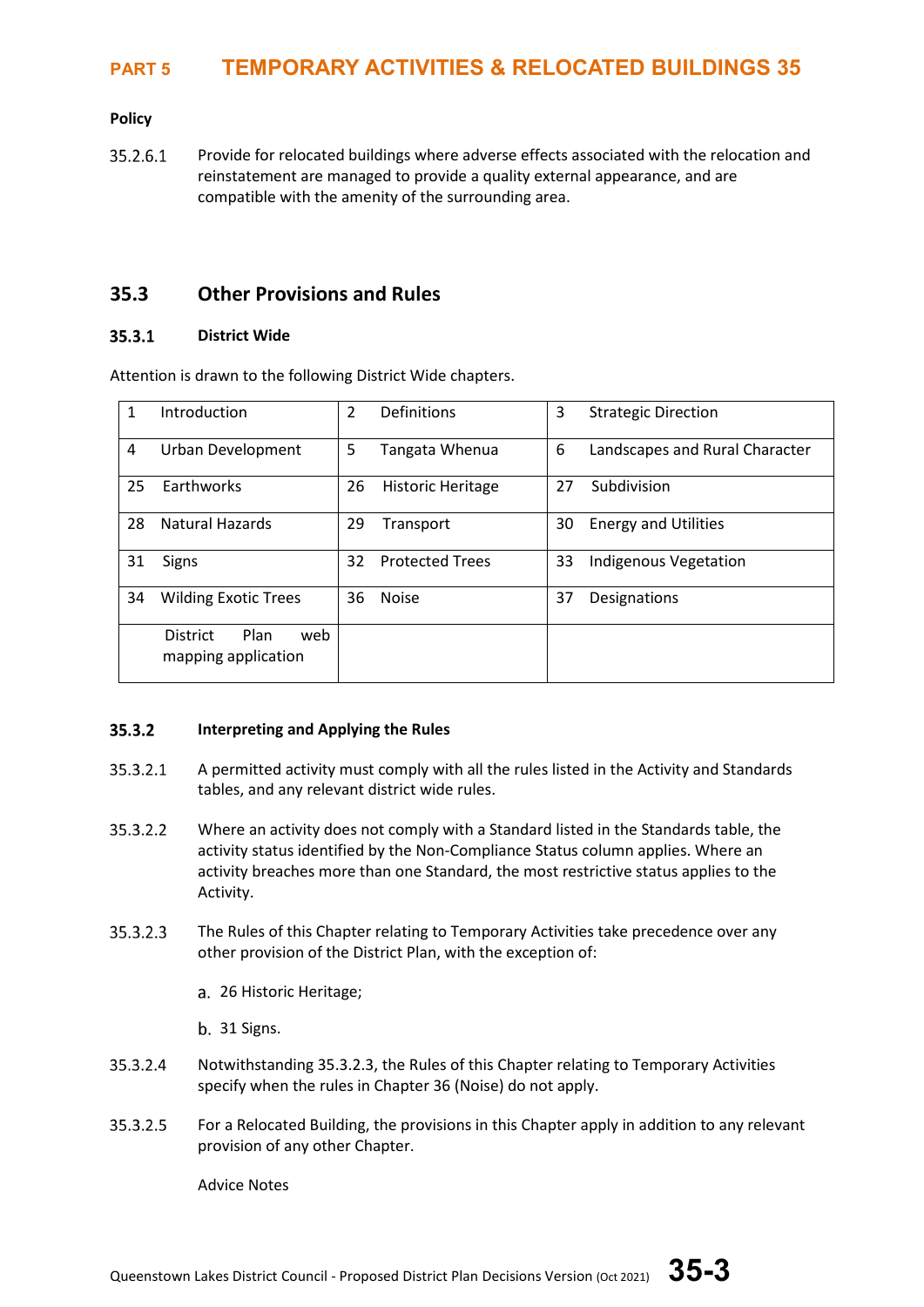**Policy**

35.2.6.1 Provide for relocated buildings where adverse effects associated with the relocation and reinstatement are managed to provide a quality external appearance, and are compatible with the amenity of the surrounding area.

## 35.3 Other Provisions and Rules

### 35.3.1 District Wide

Attention is drawn to the following District Wide chapters.

| | | |
|---|---|---|
| 1 Introduction | 2 Definitions | 3 Strategic Direction |
| 4 Urban Development | 5 Tangata Whenua | 6 Landscapes and Rural Character |
| 25 Earthworks | 26 Historic Heritage | 27 Subdivision |
| 28 Natural Hazards | 29 Transport | 30 Energy and Utilities |
| 31 Signs | 32 Protected Trees | 33 Indigenous Vegetation |
| 34 Wilding Exotic Trees | 36 Noise | 37 Designations |
| District Plan web mapping application | | |

### 35.3.2 Interpreting and Applying the Rules

35.3.2.1 A permitted activity must comply with all the rules listed in the Activity and Standards tables, and any relevant district wide rules.

35.3.2.2 Where an activity does not comply with a Standard listed in the Standards table, the activity status identified by the Non-Compliance Status column applies. Where an activity breaches more than one Standard, the most restrictive status applies to the Activity.

35.3.2.3 The Rules of this Chapter relating to Temporary Activities take precedence over any other provision of the District Plan, with the exception of:

a. 26 Historic Heritage;

b. 31 Signs.

35.3.2.4 Notwithstanding 35.3.2.3, the Rules of this Chapter relating to Temporary Activities specify when the rules in Chapter 36 (Noise) do not apply.

35.3.2.5 For a Relocated Building, the provisions in this Chapter apply in addition to any relevant provision of any other Chapter.

Advice Notes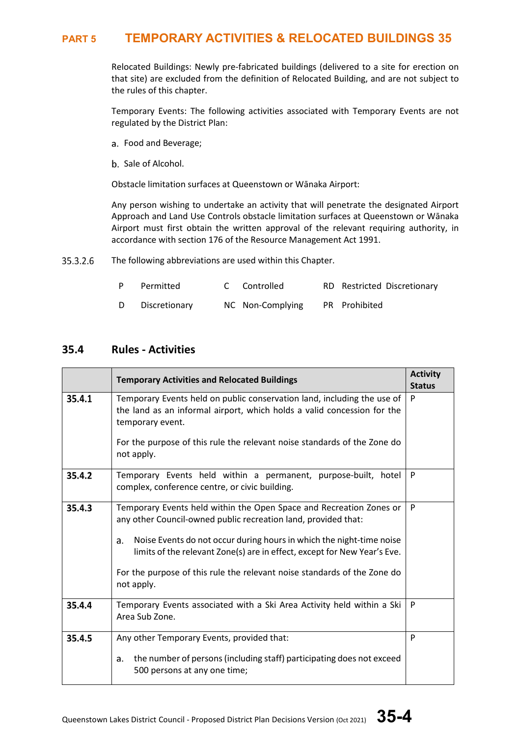Relocated Buildings: Newly pre-fabricated buildings (delivered to a site for erection on that site) are excluded from the definition of Relocated Building, and are not subject to the rules of this chapter.

Temporary Events: The following activities associated with Temporary Events are not regulated by the District Plan:

a. Food and Beverage;

b. Sale of Alcohol.

Obstacle limitation surfaces at Queenstown or Wānaka Airport:

Any person wishing to undertake an activity that will penetrate the designated Airport Approach and Land Use Controls obstacle limitation surfaces at Queenstown or Wānaka Airport must first obtain the written approval of the relevant requiring authority, in accordance with section 176 of the Resource Management Act 1991.

35.3.2.6 The following abbreviations are used within this Chapter.

| | | | | | |
|---|---|---|---|---|---|
| P | Permitted | C | Controlled | RD | Restricted Discretionary |
| D | Discretionary | NC | Non-Complying | PR | Prohibited |

## 35.4 Rules - Activities

| | Temporary Activities and Relocated Buildings | Activity Status |
|---|---|---|
| **35.4.1** | Temporary Events held on public conservation land, including the use of the land as an informal airport, which holds a valid concession for the temporary event.<br><br>For the purpose of this rule the relevant noise standards of the Zone do not apply. | P |
| **35.4.2** | Temporary Events held within a permanent, purpose-built, hotel complex, conference centre, or civic building. | P |
| **35.4.3** | Temporary Events held within the Open Space and Recreation Zones or any other Council-owned public recreation land, provided that:<br><br>a. Noise Events do not occur during hours in which the night-time noise limits of the relevant Zone(s) are in effect, except for New Year's Eve.<br><br>For the purpose of this rule the relevant noise standards of the Zone do not apply. | P |
| **35.4.4** | Temporary Events associated with a Ski Area Activity held within a Ski Area Sub Zone. | P |
| **35.4.5** | Any other Temporary Events, provided that:<br><br>a. the number of persons (including staff) participating does not exceed 500 persons at any one time; | P |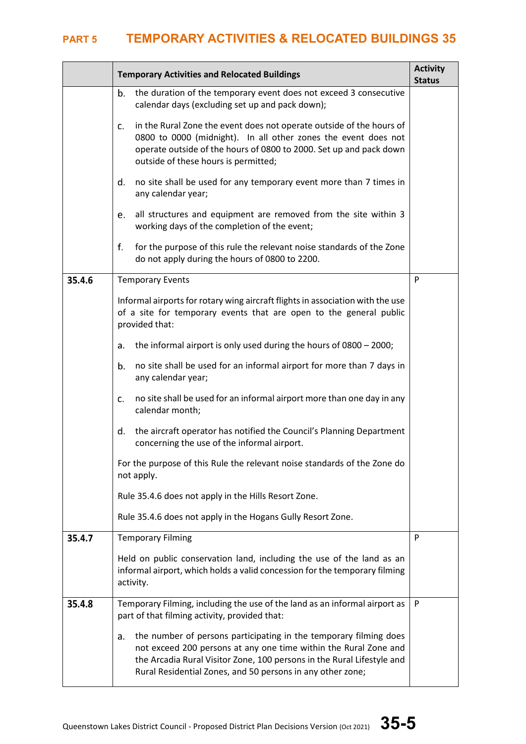| | Temporary Activities and Relocated Buildings | Activity Status |
|---|---|---|
| | b. the duration of the temporary event does not exceed 3 consecutive calendar days (excluding set up and pack down);<br><br>c. in the Rural Zone the event does not operate outside of the hours of 0800 to 0000 (midnight). In all other zones the event does not operate outside of the hours of 0800 to 2000. Set up and pack down outside of these hours is permitted;<br><br>d. no site shall be used for any temporary event more than 7 times in any calendar year;<br><br>e. all structures and equipment are removed from the site within 3 working days of the completion of the event;<br><br>f. for the purpose of this rule the relevant noise standards of the Zone do not apply during the hours of 0800 to 2200. | |
| **35.4.6** | Temporary Events<br><br>Informal airports for rotary wing aircraft flights in association with the use of a site for temporary events that are open to the general public provided that:<br><br>a. the informal airport is only used during the hours of 0800 – 2000;<br><br>b. no site shall be used for an informal airport for more than 7 days in any calendar year;<br><br>c. no site shall be used for an informal airport more than one day in any calendar month;<br><br>d. the aircraft operator has notified the Council's Planning Department concerning the use of the informal airport.<br><br>For the purpose of this Rule the relevant noise standards of the Zone do not apply.<br><br>Rule 35.4.6 does not apply in the Hills Resort Zone.<br><br>Rule 35.4.6 does not apply in the Hogans Gully Resort Zone. | P |
| **35.4.7** | Temporary Filming<br><br>Held on public conservation land, including the use of the land as an informal airport, which holds a valid concession for the temporary filming activity. | P |
| **35.4.8** | Temporary Filming, including the use of the land as an informal airport as part of that filming activity, provided that:<br><br>a. the number of persons participating in the temporary filming does not exceed 200 persons at any one time within the Rural Zone and the Arcadia Rural Visitor Zone, 100 persons in the Rural Lifestyle and Rural Residential Zones, and 50 persons in any other zone; | P |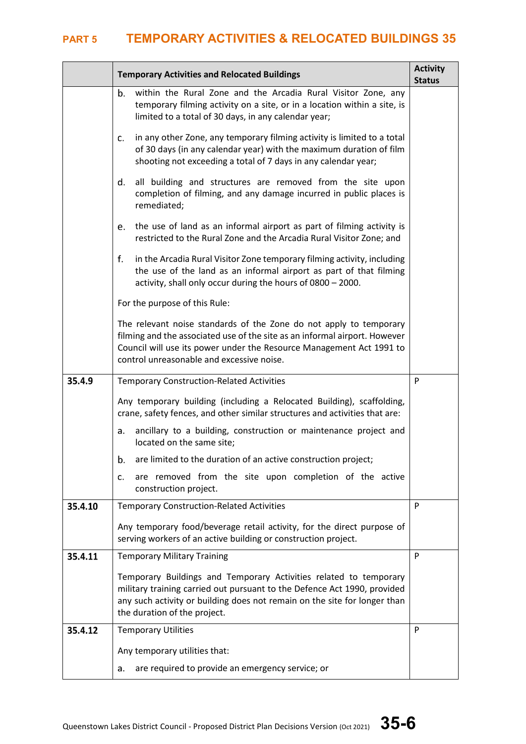| | Temporary Activities and Relocated Buildings | Activity Status |
|---|---|---|
| | b. within the Rural Zone and the Arcadia Rural Visitor Zone, any temporary filming activity on a site, or in a location within a site, is limited to a total of 30 days, in any calendar year;<br><br>c. in any other Zone, any temporary filming activity is limited to a total of 30 days (in any calendar year) with the maximum duration of film shooting not exceeding a total of 7 days in any calendar year;<br><br>d. all building and structures are removed from the site upon completion of filming, and any damage incurred in public places is remediated;<br><br>e. the use of land as an informal airport as part of filming activity is restricted to the Rural Zone and the Arcadia Rural Visitor Zone; and<br><br>f. in the Arcadia Rural Visitor Zone temporary filming activity, including the use of the land as an informal airport as part of that filming activity, shall only occur during the hours of 0800 – 2000.<br><br>For the purpose of this Rule:<br><br>The relevant noise standards of the Zone do not apply to temporary filming and the associated use of the site as an informal airport. However Council will use its power under the Resource Management Act 1991 to control unreasonable and excessive noise. | |
| **35.4.9** | Temporary Construction-Related Activities<br><br>Any temporary building (including a Relocated Building), scaffolding, crane, safety fences, and other similar structures and activities that are:<br><br>a. ancillary to a building, construction or maintenance project and located on the same site;<br><br>b. are limited to the duration of an active construction project;<br><br>c. are removed from the site upon completion of the active construction project. | P |
| **35.4.10** | Temporary Construction-Related Activities<br><br>Any temporary food/beverage retail activity, for the direct purpose of serving workers of an active building or construction project. | P |
| **35.4.11** | Temporary Military Training<br><br>Temporary Buildings and Temporary Activities related to temporary military training carried out pursuant to the Defence Act 1990, provided any such activity or building does not remain on the site for longer than the duration of the project. | P |
| **35.4.12** | Temporary Utilities<br><br>Any temporary utilities that:<br><br>a. are required to provide an emergency service; or | P |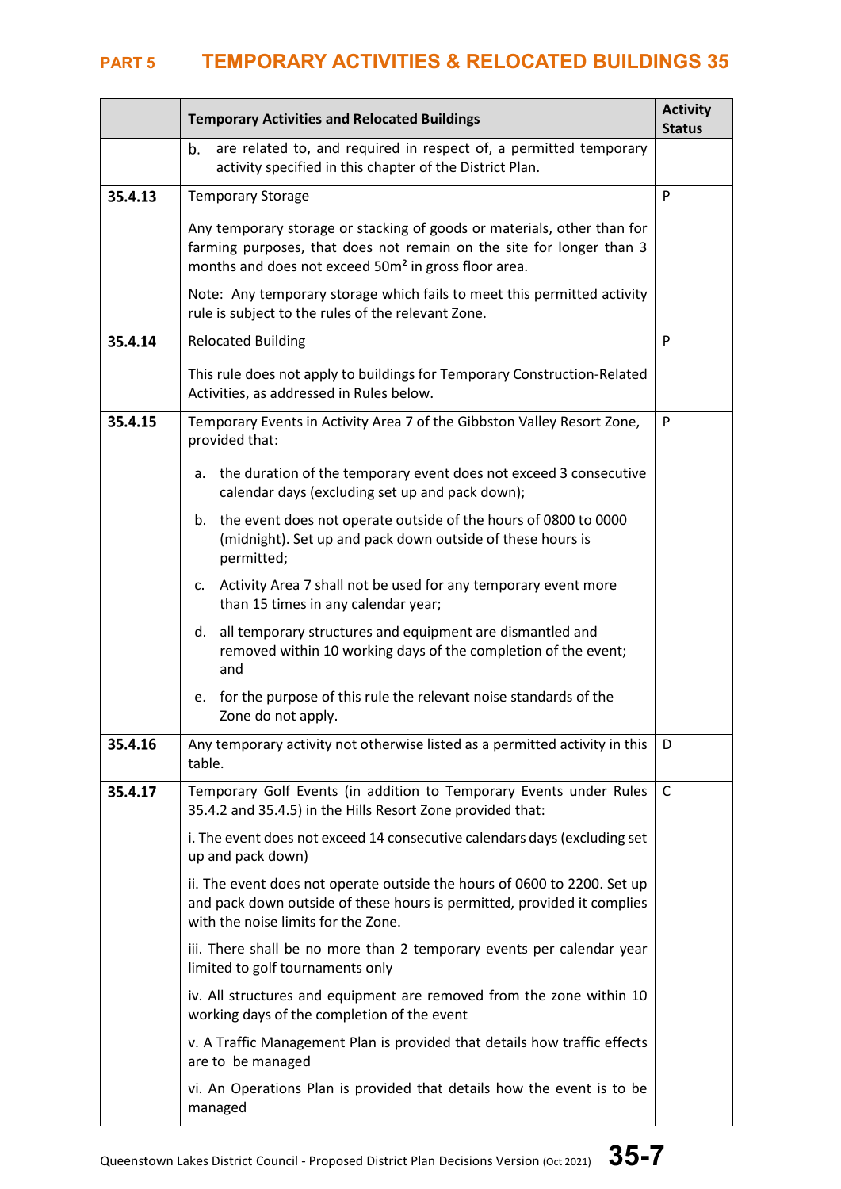| | Temporary Activities and Relocated Buildings | Activity Status |
|---|---|---|
| | b. are related to, and required in respect of, a permitted temporary activity specified in this chapter of the District Plan. | |
| 35.4.13 | Temporary Storage<br><br>Any temporary storage or stacking of goods or materials, other than for farming purposes, that does not remain on the site for longer than 3 months and does not exceed 50m² in gross floor area.<br><br>Note: Any temporary storage which fails to meet this permitted activity rule is subject to the rules of the relevant Zone. | P |
| 35.4.14 | Relocated Building<br><br>This rule does not apply to buildings for Temporary Construction-Related Activities, as addressed in Rules below. | P |
| 35.4.15 | Temporary Events in Activity Area 7 of the Gibbston Valley Resort Zone, provided that:<br><br>a. the duration of the temporary event does not exceed 3 consecutive calendar days (excluding set up and pack down);<br><br>b. the event does not operate outside of the hours of 0800 to 0000 (midnight). Set up and pack down outside of these hours is permitted;<br><br>c. Activity Area 7 shall not be used for any temporary event more than 15 times in any calendar year;<br><br>d. all temporary structures and equipment are dismantled and removed within 10 working days of the completion of the event; and<br><br>e. for the purpose of this rule the relevant noise standards of the Zone do not apply. | P |
| 35.4.16 | Any temporary activity not otherwise listed as a permitted activity in this table. | D |
| 35.4.17 | Temporary Golf Events (in addition to Temporary Events under Rules 35.4.2 and 35.4.5) in the Hills Resort Zone provided that:<br><br>i. The event does not exceed 14 consecutive calendars days (excluding set up and pack down)<br><br>ii. The event does not operate outside the hours of 0600 to 2200. Set up and pack down outside of these hours is permitted, provided it complies with the noise limits for the Zone.<br><br>iii. There shall be no more than 2 temporary events per calendar year limited to golf tournaments only<br><br>iv. All structures and equipment are removed from the zone within 10 working days of the completion of the event<br><br>v. A Traffic Management Plan is provided that details how traffic effects are to be managed<br><br>vi. An Operations Plan is provided that details how the event is to be managed | C |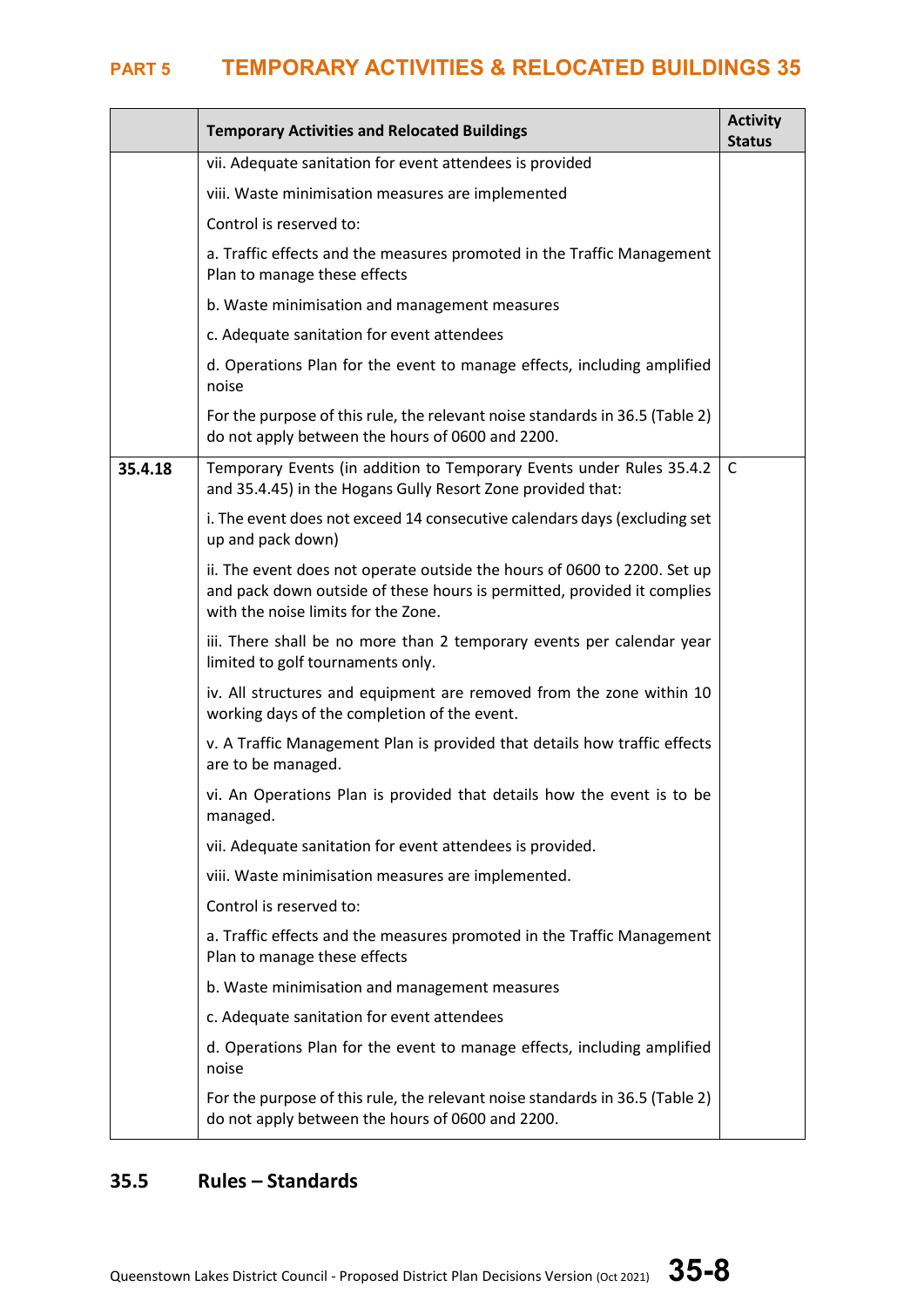| | Temporary Activities and Relocated Buildings | Activity Status |
|---|---|---|
| | vii. Adequate sanitation for event attendees is provided<br><br>viii. Waste minimisation measures are implemented<br><br>Control is reserved to:<br><br>a. Traffic effects and the measures promoted in the Traffic Management Plan to manage these effects<br><br>b. Waste minimisation and management measures<br><br>c. Adequate sanitation for event attendees<br><br>d. Operations Plan for the event to manage effects, including amplified noise<br><br>For the purpose of this rule, the relevant noise standards in 36.5 (Table 2) do not apply between the hours of 0600 and 2200. | |
| **35.4.18** | Temporary Events (in addition to Temporary Events under Rules 35.4.2 and 35.4.45) in the Hogans Gully Resort Zone provided that:<br><br>i. The event does not exceed 14 consecutive calendars days (excluding set up and pack down)<br><br>ii. The event does not operate outside the hours of 0600 to 2200. Set up and pack down outside of these hours is permitted, provided it complies with the noise limits for the Zone.<br><br>iii. There shall be no more than 2 temporary events per calendar year limited to golf tournaments only.<br><br>iv. All structures and equipment are removed from the zone within 10 working days of the completion of the event.<br><br>v. A Traffic Management Plan is provided that details how traffic effects are to be managed.<br><br>vi. An Operations Plan is provided that details how the event is to be managed.<br><br>vii. Adequate sanitation for event attendees is provided.<br><br>viii. Waste minimisation measures are implemented.<br><br>Control is reserved to:<br><br>a. Traffic effects and the measures promoted in the Traffic Management Plan to manage these effects<br><br>b. Waste minimisation and management measures<br><br>c. Adequate sanitation for event attendees<br><br>d. Operations Plan for the event to manage effects, including amplified noise<br><br>For the purpose of this rule, the relevant noise standards in 36.5 (Table 2) do not apply between the hours of 0600 and 2200. | C |

## 35.5 Rules – Standards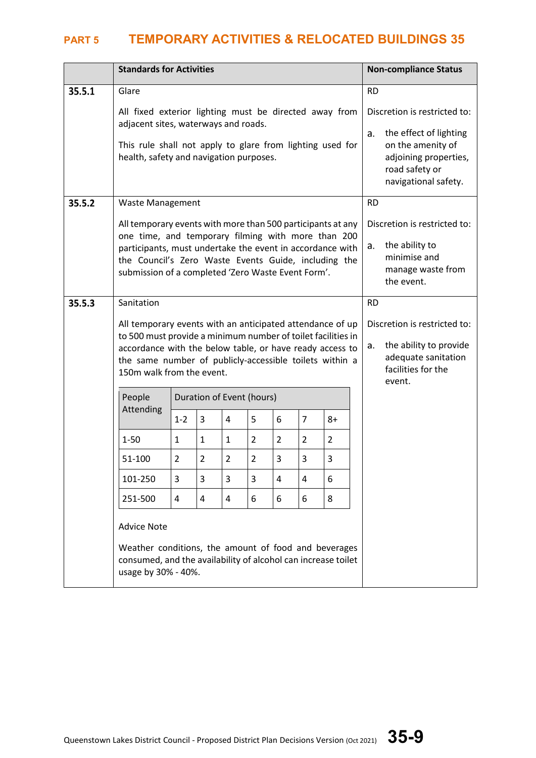| | Standards for Activities | Non-compliance Status |
|---|---|---|
| **35.5.1** | Glare<br><br>All fixed exterior lighting must be directed away from adjacent sites, waterways and roads.<br><br>This rule shall not apply to glare from lighting used for health, safety and navigation purposes. | RD<br><br>Discretion is restricted to:<br><br>a. the effect of lighting on the amenity of adjoining properties, road safety or navigational safety. |
| **35.5.2** | Waste Management<br><br>All temporary events with more than 500 participants at any one time, and temporary filming with more than 200 participants, must undertake the event in accordance with the Council's Zero Waste Events Guide, including the submission of a completed 'Zero Waste Event Form'. | RD<br><br>Discretion is restricted to:<br><br>a. the ability to minimise and manage waste from the event. |
| **35.5.3** | Sanitation<br><br>All temporary events with an anticipated attendance of up to 500 must provide a minimum number of toilet facilities in accordance with the below table, or have ready access to the same number of publicly-accessible toilets within a 150m walk from the event. | RD<br><br>Discretion is restricted to:<br><br>a. the ability to provide adequate sanitation facilities for the event. |

| People Attending | Duration of Event (hours) | | | | | | |
|---|---|---|---|---|---|---|---|
| | 1-2 | 3 | 4 | 5 | 6 | 7 | 8+ |
| 1-50 | 1 | 1 | 1 | 2 | 2 | 2 | 2 |
| 51-100 | 2 | 2 | 2 | 2 | 3 | 3 | 3 |
| 101-250 | 3 | 3 | 3 | 3 | 4 | 4 | 6 |
| 251-500 | 4 | 4 | 4 | 6 | 6 | 6 | 8 |

Advice Note

Weather conditions, the amount of food and beverages consumed, and the availability of alcohol can increase toilet usage by 30% - 40%.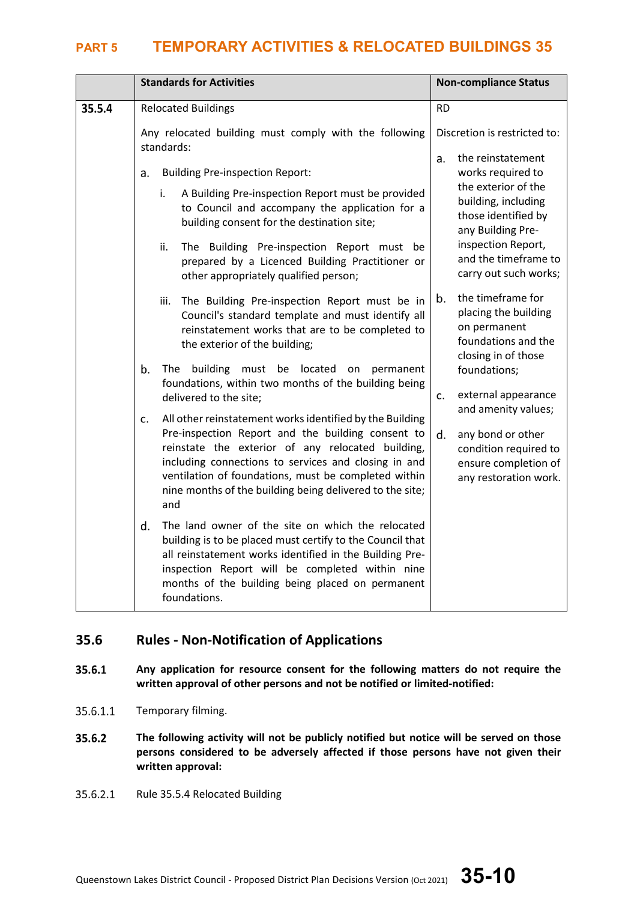| | Standards for Activities | Non-compliance Status |
|---|---|---|
| **35.5.4** | Relocated Buildings<br><br>Any relocated building must comply with the following standards:<br><br>a. Building Pre-inspection Report:<br><br>i. A Building Pre-inspection Report must be provided to Council and accompany the application for a building consent for the destination site;<br><br>ii. The Building Pre-inspection Report must be prepared by a Licenced Building Practitioner or other appropriately qualified person;<br><br>iii. The Building Pre-inspection Report must be in Council's standard template and must identify all reinstatement works that are to be completed to the exterior of the building;<br><br>b. The building must be located on permanent foundations, within two months of the building being delivered to the site;<br><br>c. All other reinstatement works identified by the Building Pre-inspection Report and the building consent to reinstate the exterior of any relocated building, including connections to services and closing in and ventilation of foundations, must be completed within nine months of the building being delivered to the site; and<br><br>d. The land owner of the site on which the relocated building is to be placed must certify to the Council that all reinstatement works identified in the Building Pre-inspection Report will be completed within nine months of the building being placed on permanent foundations. | RD<br><br>Discretion is restricted to:<br><br>a. the reinstatement works required to the exterior of the building, including those identified by any Building Pre-inspection Report, and the timeframe to carry out such works;<br><br>b. the timeframe for placing the building on permanent foundations and the closing in of those foundations;<br><br>c. external appearance and amenity values;<br><br>d. any bond or other condition required to ensure completion of any restoration work. |

## 35.6 Rules - Non-Notification of Applications

**35.6.1 Any application for resource consent for the following matters do not require the written approval of other persons and not be notified or limited-notified:**

35.6.1.1 Temporary filming.

**35.6.2 The following activity will not be publicly notified but notice will be served on those persons considered to be adversely affected if those persons have not given their written approval:**

35.6.2.1 Rule 35.5.4 Relocated Building